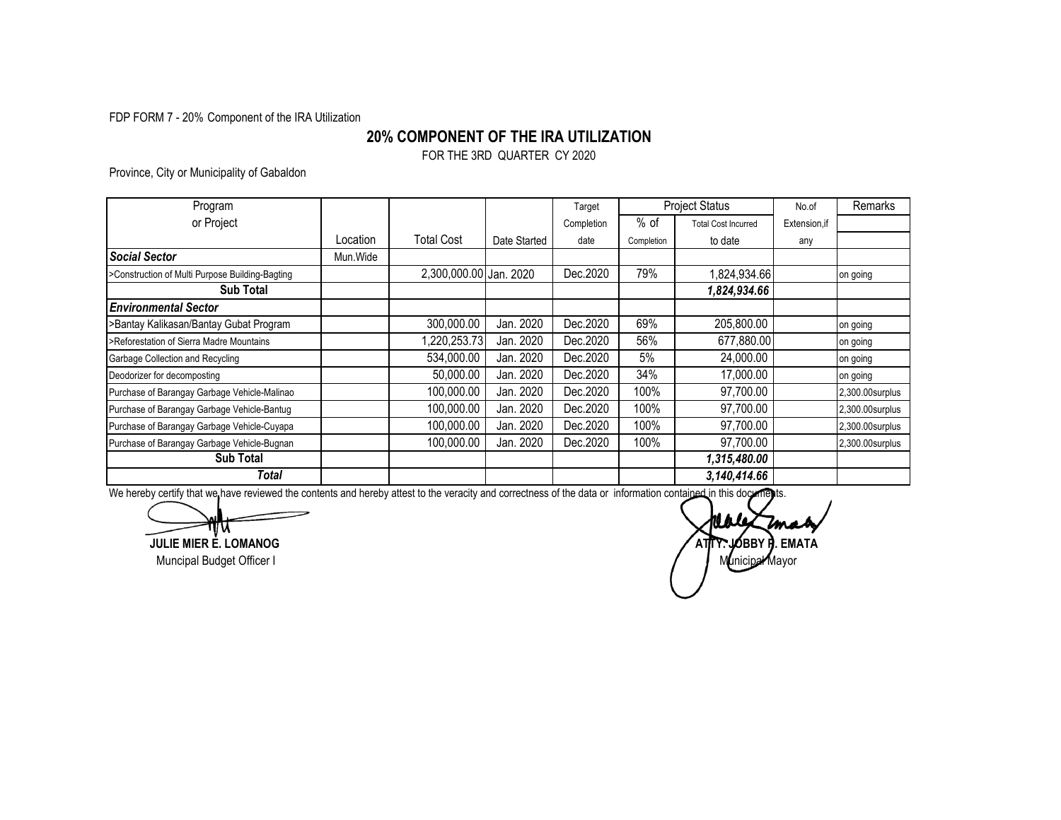FDP FORM 7 - 20% Component of the IRA Utilization

## 20% COMPONENT OF THE IRA UTILIZATION

FOR THE 3RD QUARTER CY 2020

Province, City or Municipality of Gabaldon

| Program or Project | Location | Total Cost | Date Started | Target Completion date | Project Status | | No.of Extension,if any | Remarks |
|---|---|---|---|---|---|---|---|---|
| | | | | | % of Completion | Total Cost Incurred to date | | |
| ***Social Sector*** | Mun.Wide | | | | | | | |
| >Construction of Multi Purpose Building-Bagting | | 2,300,000.00 | Jan. 2020 | Dec.2020 | 79% | 1,824,934.66 | | on going |
| **Sub Total** | | | | | | ***1,824,934.66*** | | |
| ***Environmental Sector*** | | | | | | | | |
| >Bantay Kalikasan/Bantay Gubat Program | | 300,000.00 | Jan. 2020 | Dec.2020 | 69% | 205,800.00 | | on going |
| >Reforestation of Sierra Madre Mountains | | 1,220,253.73 | Jan. 2020 | Dec.2020 | 56% | 677,880.00 | | on going |
| Garbage Collection and Recycling | | 534,000.00 | Jan. 2020 | Dec.2020 | 5% | 24,000.00 | | on going |
| Deodorizer for decomposting | | 50,000.00 | Jan. 2020 | Dec.2020 | 34% | 17,000.00 | | on going |
| Purchase of Barangay Garbage Vehicle-Malinao | | 100,000.00 | Jan. 2020 | Dec.2020 | 100% | 97,700.00 | | 2,300.00surplus |
| Purchase of Barangay Garbage Vehicle-Bantug | | 100,000.00 | Jan. 2020 | Dec.2020 | 100% | 97,700.00 | | 2,300.00surplus |
| Purchase of Barangay Garbage Vehicle-Cuyapa | | 100,000.00 | Jan. 2020 | Dec.2020 | 100% | 97,700.00 | | 2,300.00surplus |
| Purchase of Barangay Garbage Vehicle-Bugnan | | 100,000.00 | Jan. 2020 | Dec.2020 | 100% | 97,700.00 | | 2,300.00surplus |
| **Sub Total** | | | | | | ***1,315,480.00*** | | |
| ***Total*** | | | | | | ***3,140,414.66*** | | |

We hereby certify that we have reviewed the contents and hereby attest to the veracity and correctness of the data or information contained in this documents.

**JULIE MIER E. LOMANOG**
Muncipal Budget Officer I

**ATTY. JOBBY P. EMATA**
Municipal Mayor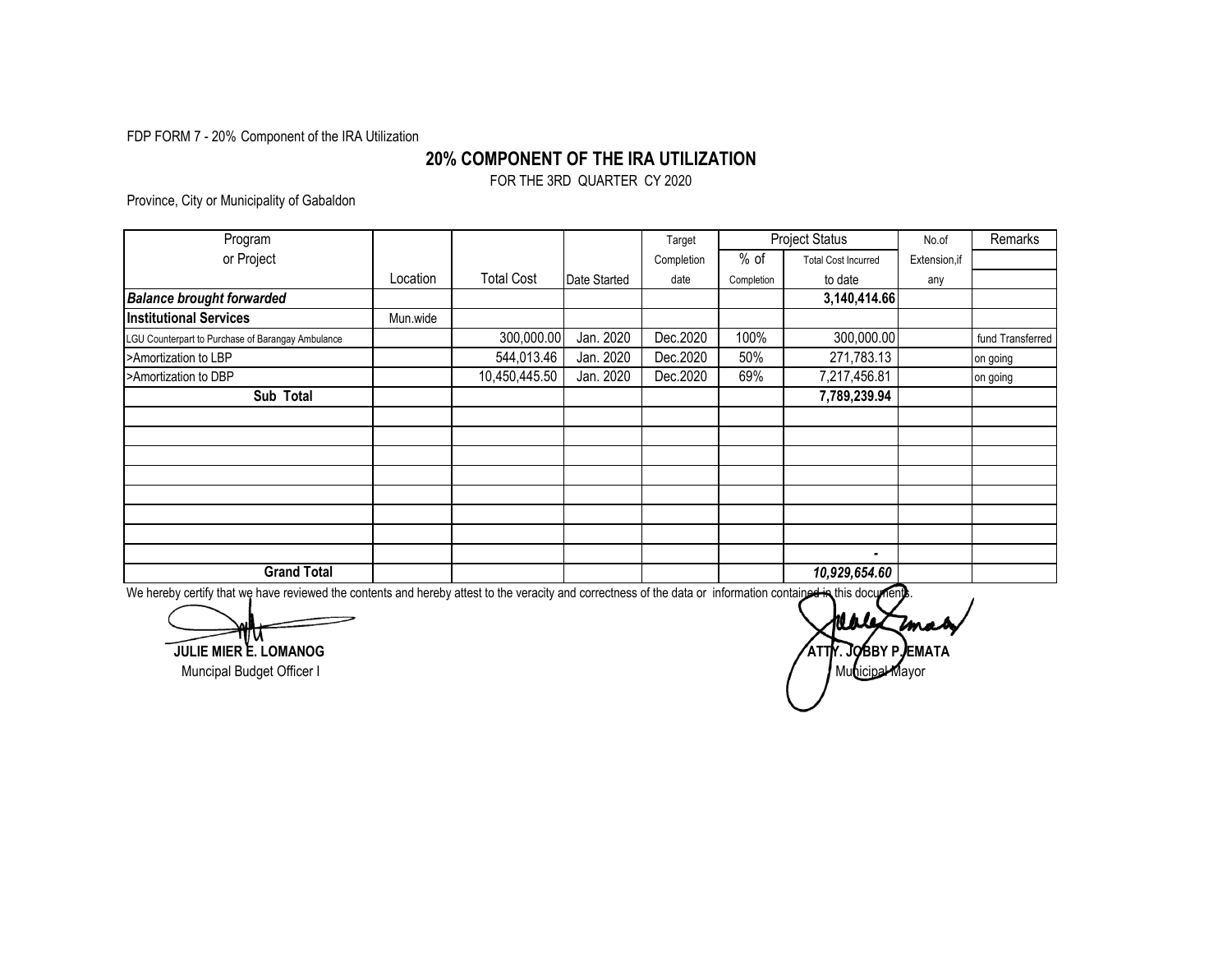FDP FORM 7 - 20% Component of the IRA Utilization

## 20% COMPONENT OF THE IRA UTILIZATION

FOR THE 3RD QUARTER CY 2020

Province, City or Municipality of Gabaldon

| Program or Project | Location | Total Cost | Date Started | Target Completion date | Project Status | | No.of Extension,if any | Remarks |
|---|---|---|---|---|---|---|---|---|
| | | | | | % of Completion | Total Cost Incurred to date | | |
| ***Balance brought forwarded*** | | | | | | **3,140,414.66** | | |
| **Institutional Services** | Mun.wide | | | | | | | |
| LGU Counterpart to Purchase of Barangay Ambulance | | 300,000.00 | Jan. 2020 | Dec.2020 | 100% | 300,000.00 | | fund Transferred |
| >Amortization to LBP | | 544,013.46 | Jan. 2020 | Dec.2020 | 50% | 271,783.13 | | on going |
| >Amortization to DBP | | 10,450,445.50 | Jan. 2020 | Dec.2020 | 69% | 7,217,456.81 | | on going |
| **Sub Total** | | | | | | **7,789,239.94** | | |
| | | | | | | | | |
| | | | | | | | | |
| | | | | | | | | |
| | | | | | | | | |
| | | | | | | | | |
| | | | | | | | | |
| | | | | | | | | |
| | | | | | | - | | |
| **Grand Total** | | | | | | ***10,929,654.60*** | | |

We hereby certify that we have reviewed the contents and hereby attest to the veracity and correctness of the data or information contained in this documents.

**JULIE MIER E. LOMANOG**
Muncipal Budget Officer I

**ATTY. JOBBY P. EMATA**
Municipal Mayor